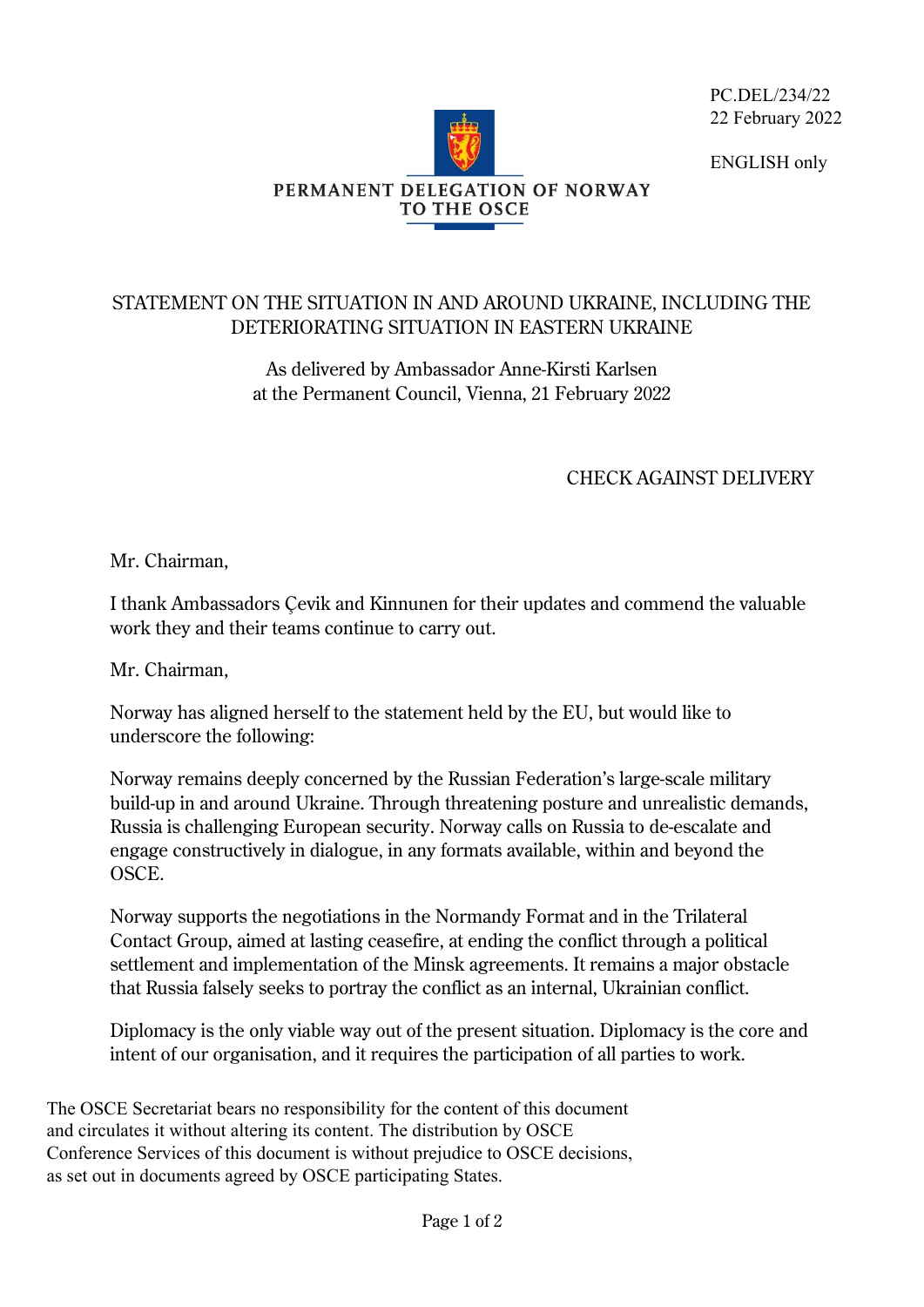PC.DEL/234/22
22 February 2022

ENGLISH only

PERMANENT DELEGATION OF NORWAY TO THE OSCE

## STATEMENT ON THE SITUATION IN AND AROUND UKRAINE, INCLUDING THE DETERIORATING SITUATION IN EASTERN UKRAINE

As delivered by Ambassador Anne-Kirsti Karlsen
at the Permanent Council, Vienna, 21 February 2022

CHECK AGAINST DELIVERY

Mr. Chairman,

I thank Ambassadors Çevik and Kinnunen for their updates and commend the valuable work they and their teams continue to carry out.

Mr. Chairman,

Norway has aligned herself to the statement held by the EU, but would like to underscore the following:

Norway remains deeply concerned by the Russian Federation's large-scale military build-up in and around Ukraine. Through threatening posture and unrealistic demands, Russia is challenging European security. Norway calls on Russia to de-escalate and engage constructively in dialogue, in any formats available, within and beyond the OSCE.

Norway supports the negotiations in the Normandy Format and in the Trilateral Contact Group, aimed at lasting ceasefire, at ending the conflict through a political settlement and implementation of the Minsk agreements. It remains a major obstacle that Russia falsely seeks to portray the conflict as an internal, Ukrainian conflict.

Diplomacy is the only viable way out of the present situation. Diplomacy is the core and intent of our organisation, and it requires the participation of all parties to work.

The OSCE Secretariat bears no responsibility for the content of this document and circulates it without altering its content. The distribution by OSCE Conference Services of this document is without prejudice to OSCE decisions, as set out in documents agreed by OSCE participating States.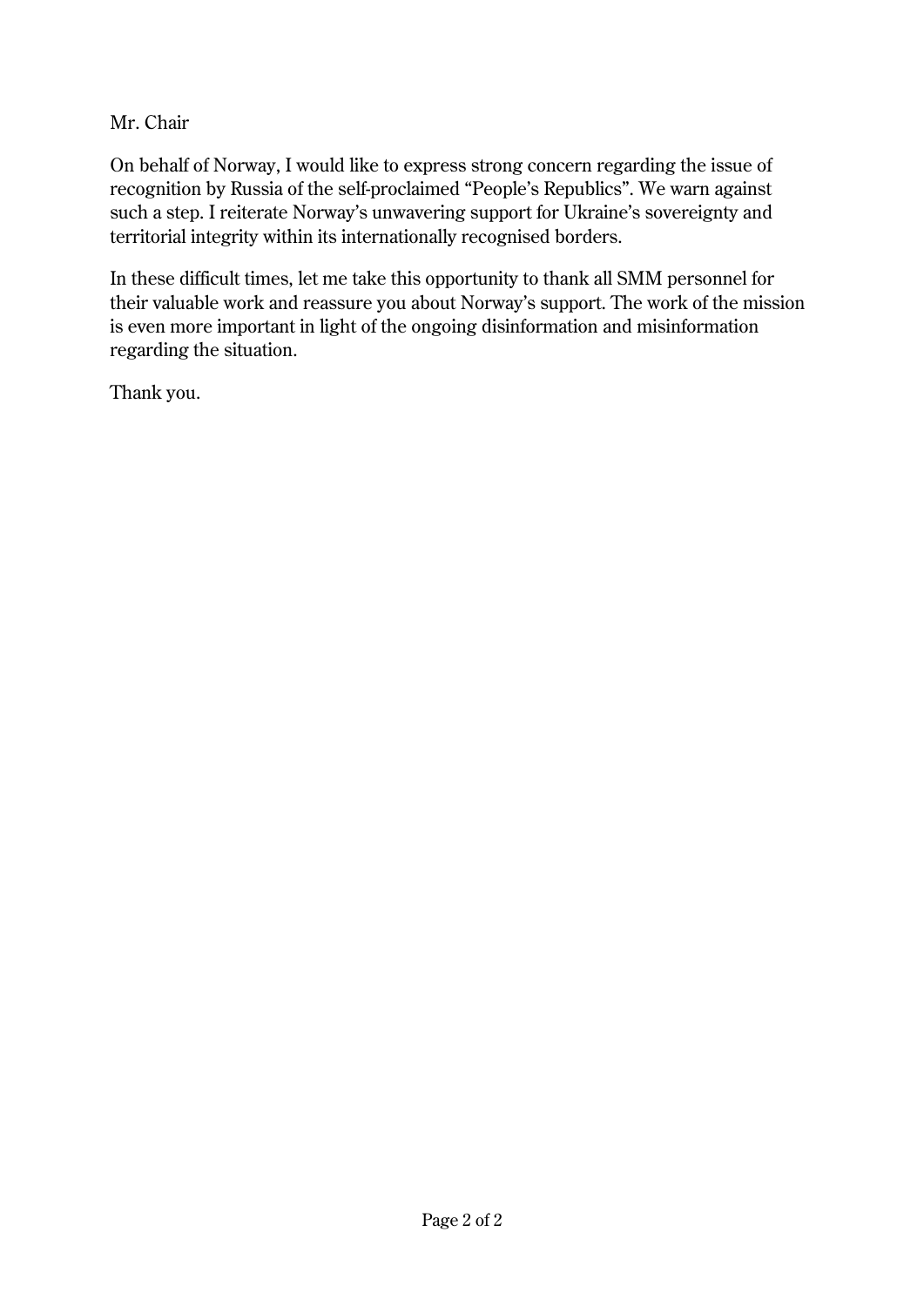Mr. Chair

On behalf of Norway, I would like to express strong concern regarding the issue of recognition by Russia of the self-proclaimed "People's Republics". We warn against such a step. I reiterate Norway's unwavering support for Ukraine's sovereignty and territorial integrity within its internationally recognised borders.

In these difficult times, let me take this opportunity to thank all SMM personnel for their valuable work and reassure you about Norway's support. The work of the mission is even more important in light of the ongoing disinformation and misinformation regarding the situation.

Thank you.